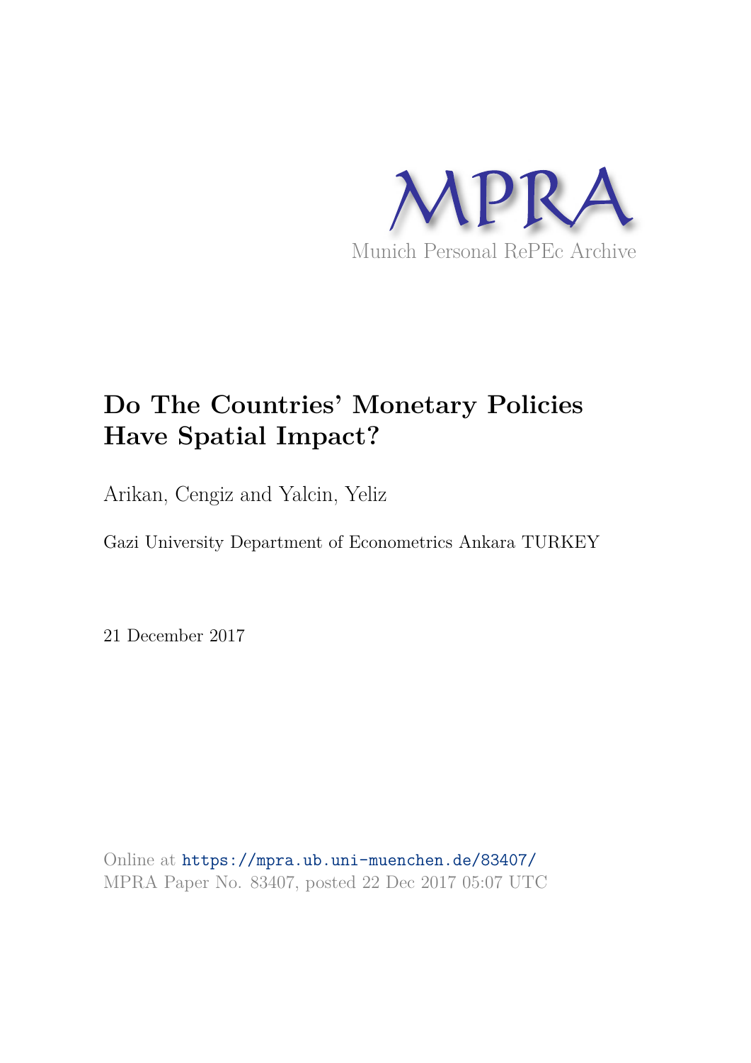MPRA

Munich Personal RePEc Archive

# Do The Countries' Monetary Policies Have Spatial Impact?

Arikan, Cengiz and Yalcin, Yeliz

Gazi University Department of Econometrics Ankara TURKEY

21 December 2017

Online at https://mpra.ub.uni-muenchen.de/83407/
MPRA Paper No. 83407, posted 22 Dec 2017 05:07 UTC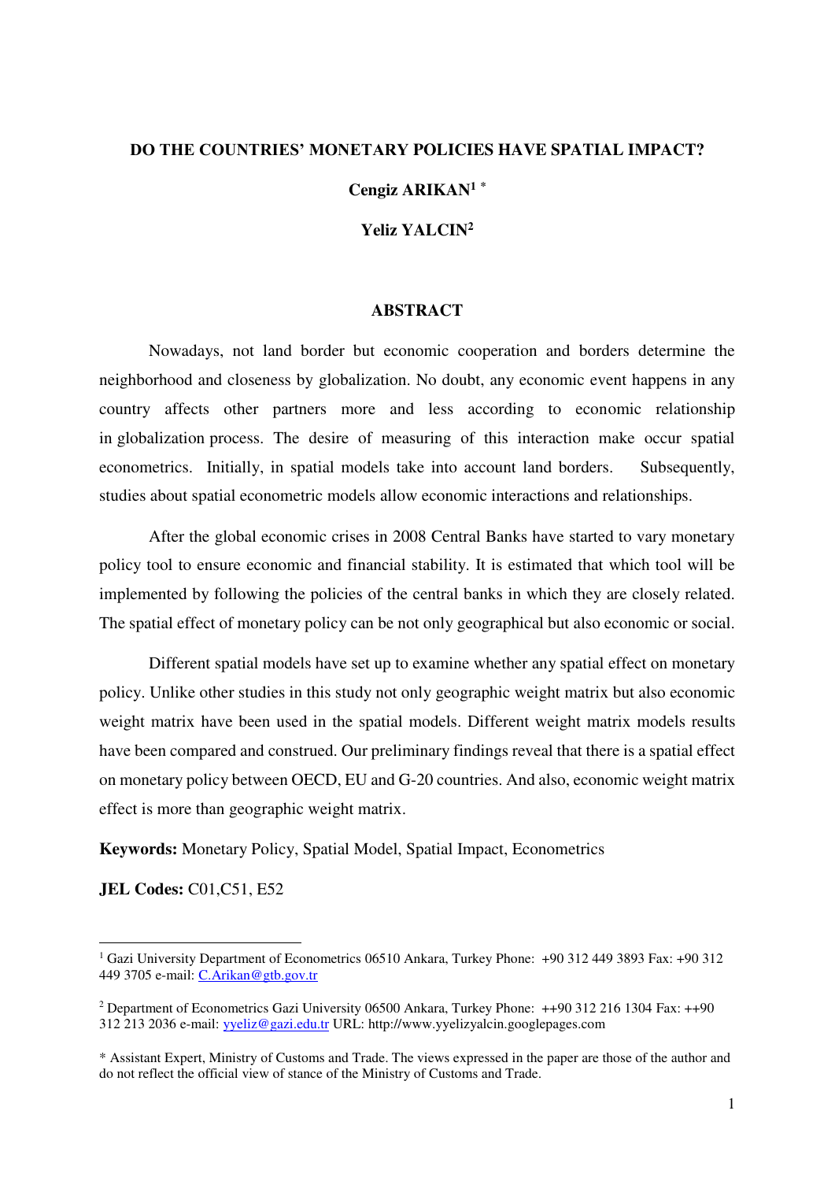# DO THE COUNTRIES' MONETARY POLICIES HAVE SPATIAL IMPACT?

**Cengiz ARIKAN[1] ***

**Yeliz YALCIN[2]**

## ABSTRACT

Nowadays, not land border but economic cooperation and borders determine the neighborhood and closeness by globalization. No doubt, any economic event happens in any country affects other partners more and less according to economic relationship in globalization process. The desire of measuring of this interaction make occur spatial econometrics. Initially, in spatial models take into account land borders. Subsequently, studies about spatial econometric models allow economic interactions and relationships.

After the global economic crises in 2008 Central Banks have started to vary monetary policy tool to ensure economic and financial stability. It is estimated that which tool will be implemented by following the policies of the central banks in which they are closely related. The spatial effect of monetary policy can be not only geographical but also economic or social.

Different spatial models have set up to examine whether any spatial effect on monetary policy. Unlike other studies in this study not only geographic weight matrix but also economic weight matrix have been used in the spatial models. Different weight matrix models results have been compared and construed. Our preliminary findings reveal that there is a spatial effect on monetary policy between OECD, EU and G-20 countries. And also, economic weight matrix effect is more than geographic weight matrix.

**Keywords:** Monetary Policy, Spatial Model, Spatial Impact, Econometrics

**JEL Codes:** C01,C51, E52

---

[1] Gazi University Department of Econometrics 06510 Ankara, Turkey Phone: +90 312 449 3893 Fax: +90 312 449 3705 e-mail: C.Arikan@gtb.gov.tr

[2] Department of Econometrics Gazi University 06500 Ankara, Turkey Phone: ++90 312 216 1304 Fax: ++90 312 213 2036 e-mail: yyeliz@gazi.edu.tr URL: http://www.yyelizyalcin.googlepages.com

* Assistant Expert, Ministry of Customs and Trade. The views expressed in the paper are those of the author and do not reflect the official view of stance of the Ministry of Customs and Trade.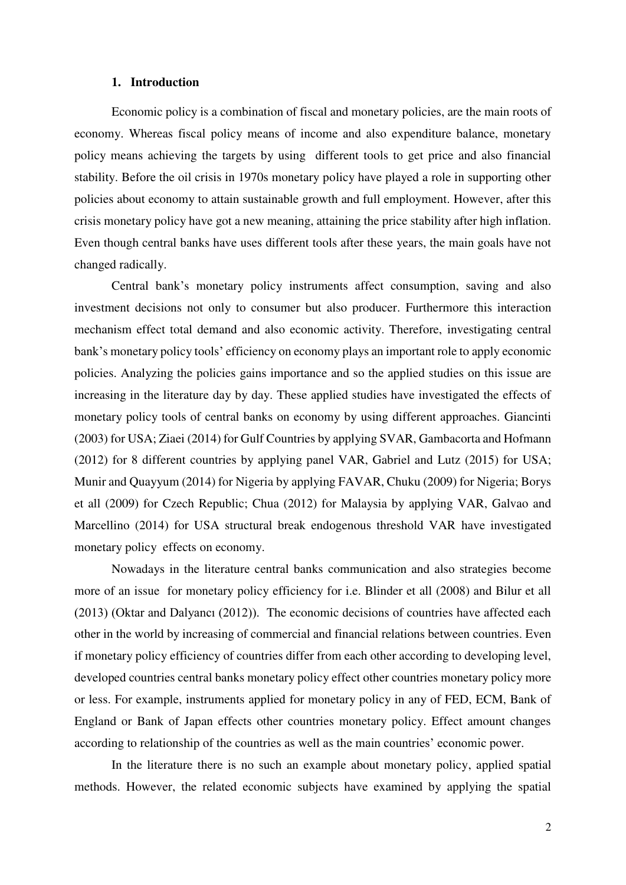## 1. Introduction

Economic policy is a combination of fiscal and monetary policies, are the main roots of economy. Whereas fiscal policy means of income and also expenditure balance, monetary policy means achieving the targets by using different tools to get price and also financial stability. Before the oil crisis in 1970s monetary policy have played a role in supporting other policies about economy to attain sustainable growth and full employment. However, after this crisis monetary policy have got a new meaning, attaining the price stability after high inflation. Even though central banks have uses different tools after these years, the main goals have not changed radically.

Central bank's monetary policy instruments affect consumption, saving and also investment decisions not only to consumer but also producer. Furthermore this interaction mechanism effect total demand and also economic activity. Therefore, investigating central bank's monetary policy tools' efficiency on economy plays an important role to apply economic policies. Analyzing the policies gains importance and so the applied studies on this issue are increasing in the literature day by day. These applied studies have investigated the effects of monetary policy tools of central banks on economy by using different approaches. Giancinti (2003) for USA; Ziaei (2014) for Gulf Countries by applying SVAR, Gambacorta and Hofmann (2012) for 8 different countries by applying panel VAR, Gabriel and Lutz (2015) for USA; Munir and Quayyum (2014) for Nigeria by applying FAVAR, Chuku (2009) for Nigeria; Borys et all (2009) for Czech Republic; Chua (2012) for Malaysia by applying VAR, Galvao and Marcellino (2014) for USA structural break endogenous threshold VAR have investigated monetary policy effects on economy.

Nowadays in the literature central banks communication and also strategies become more of an issue for monetary policy efficiency for i.e. Blinder et all (2008) and Bilur et all (2013) (Oktar and Dalyancı (2012)). The economic decisions of countries have affected each other in the world by increasing of commercial and financial relations between countries. Even if monetary policy efficiency of countries differ from each other according to developing level, developed countries central banks monetary policy effect other countries monetary policy more or less. For example, instruments applied for monetary policy in any of FED, ECM, Bank of England or Bank of Japan effects other countries monetary policy. Effect amount changes according to relationship of the countries as well as the main countries' economic power.

In the literature there is no such an example about monetary policy, applied spatial methods. However, the related economic subjects have examined by applying the spatial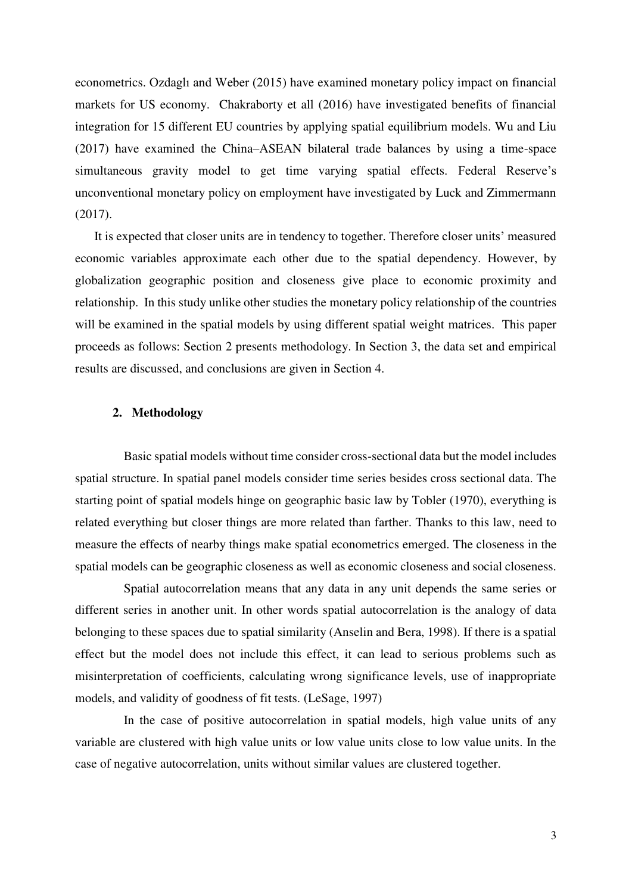econometrics. Ozdaglı and Weber (2015) have examined monetary policy impact on financial markets for US economy. Chakraborty et all (2016) have investigated benefits of financial integration for 15 different EU countries by applying spatial equilibrium models. Wu and Liu (2017) have examined the China–ASEAN bilateral trade balances by using a time-space simultaneous gravity model to get time varying spatial effects. Federal Reserve's unconventional monetary policy on employment have investigated by Luck and Zimmermann (2017).

It is expected that closer units are in tendency to together. Therefore closer units' measured economic variables approximate each other due to the spatial dependency. However, by globalization geographic position and closeness give place to economic proximity and relationship. In this study unlike other studies the monetary policy relationship of the countries will be examined in the spatial models by using different spatial weight matrices. This paper proceeds as follows: Section 2 presents methodology. In Section 3, the data set and empirical results are discussed, and conclusions are given in Section 4.

## 2. Methodology

Basic spatial models without time consider cross-sectional data but the model includes spatial structure. In spatial panel models consider time series besides cross sectional data. The starting point of spatial models hinge on geographic basic law by Tobler (1970), everything is related everything but closer things are more related than farther. Thanks to this law, need to measure the effects of nearby things make spatial econometrics emerged. The closeness in the spatial models can be geographic closeness as well as economic closeness and social closeness.

Spatial autocorrelation means that any data in any unit depends the same series or different series in another unit. In other words spatial autocorrelation is the analogy of data belonging to these spaces due to spatial similarity (Anselin and Bera, 1998). If there is a spatial effect but the model does not include this effect, it can lead to serious problems such as misinterpretation of coefficients, calculating wrong significance levels, use of inappropriate models, and validity of goodness of fit tests. (LeSage, 1997)

In the case of positive autocorrelation in spatial models, high value units of any variable are clustered with high value units or low value units close to low value units. In the case of negative autocorrelation, units without similar values are clustered together.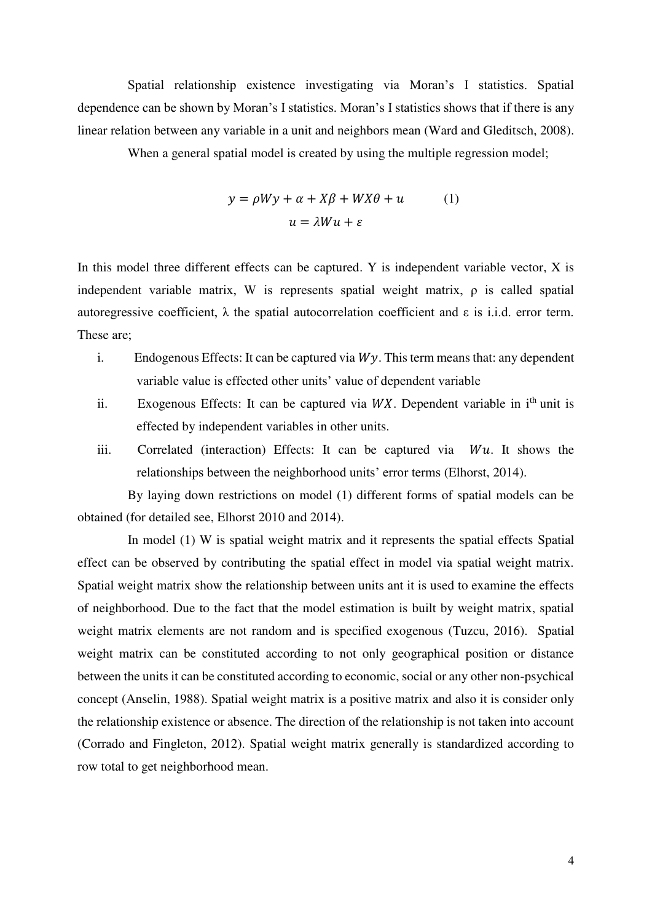Spatial relationship existence investigating via Moran's I statistics. Spatial dependence can be shown by Moran's I statistics. Moran's I statistics shows that if there is any linear relation between any variable in a unit and neighbors mean (Ward and Gleditsch, 2008).

When a general spatial model is created by using the multiple regression model;

$$y = \rho W y + \alpha + X\beta + WX\theta + u \qquad (1)$$
$$u = \lambda W u + \varepsilon$$

In this model three different effects can be captured. Y is independent variable vector, X is independent variable matrix, W is represents spatial weight matrix, ρ is called spatial autoregressive coefficient, λ the spatial autocorrelation coefficient and ε is i.i.d. error term. These are;

i. Endogenous Effects: It can be captured via $Wy$. This term means that: any dependent variable value is effected other units' value of dependent variable
ii. Exogenous Effects: It can be captured via $WX$. Dependent variable in i[th] unit is effected by independent variables in other units.
iii. Correlated (interaction) Effects: It can be captured via $Wu$. It shows the relationships between the neighborhood units' error terms (Elhorst, 2014).

By laying down restrictions on model (1) different forms of spatial models can be obtained (for detailed see, Elhorst 2010 and 2014).

In model (1) W is spatial weight matrix and it represents the spatial effects Spatial effect can be observed by contributing the spatial effect in model via spatial weight matrix. Spatial weight matrix show the relationship between units ant it is used to examine the effects of neighborhood. Due to the fact that the model estimation is built by weight matrix, spatial weight matrix elements are not random and is specified exogenous (Tuzcu, 2016). Spatial weight matrix can be constituted according to not only geographical position or distance between the units it can be constituted according to economic, social or any other non-psychical concept (Anselin, 1988). Spatial weight matrix is a positive matrix and also it is consider only the relationship existence or absence. The direction of the relationship is not taken into account (Corrado and Fingleton, 2012). Spatial weight matrix generally is standardized according to row total to get neighborhood mean.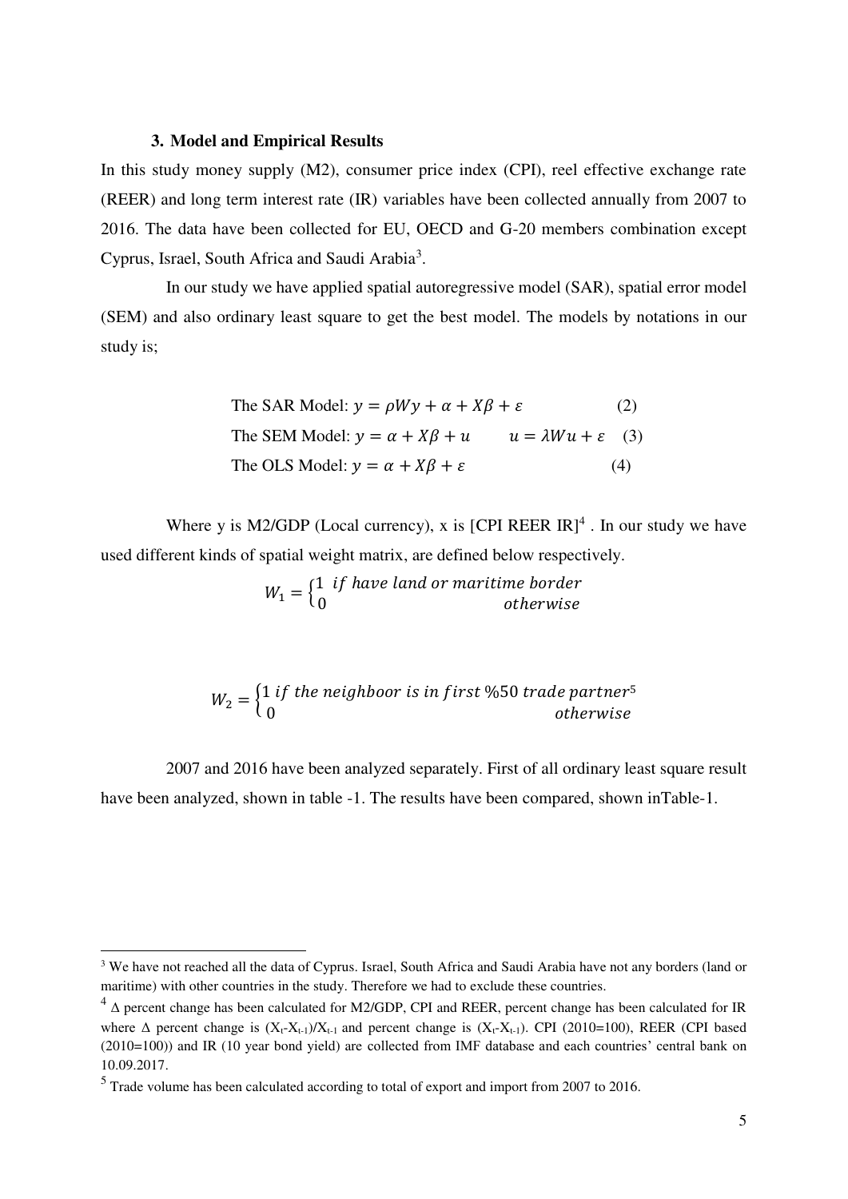## 3. Model and Empirical Results

In this study money supply (M2), consumer price index (CPI), reel effective exchange rate (REER) and long term interest rate (IR) variables have been collected annually from 2007 to 2016. The data have been collected for EU, OECD and G-20 members combination except Cyprus, Israel, South Africa and Saudi Arabia[3].

In our study we have applied spatial autoregressive model (SAR), spatial error model (SEM) and also ordinary least square to get the best model. The models by notations in our study is;

$$\text{The SAR Model: } y = \rho W y + \alpha + X\beta + \varepsilon \qquad (2)$$

$$\text{The SEM Model: } y = \alpha + X\beta + u \qquad u = \lambda W u + \varepsilon \qquad (3)$$

$$\text{The OLS Model: } y = \alpha + X\beta + \varepsilon \qquad (4)$$

Where y is M2/GDP (Local currency), x is [CPI REER IR][4] . In our study we have used different kinds of spatial weight matrix, are defined below respectively.

$$W_1 = \begin{cases} 1 & \text{if have land or maritime border} \\ 0 & \text{otherwise} \end{cases}$$

$$W_2 = \begin{cases} 1 & \text{if the neighboor is in first } \%50 \text{ trade partner}^{5} \\ 0 & \text{otherwise} \end{cases}$$

2007 and 2016 have been analyzed separately. First of all ordinary least square result have been analyzed, shown in table -1. The results have been compared, shown inTable-1.

---

[3] We have not reached all the data of Cyprus. Israel, South Africa and Saudi Arabia have not any borders (land or maritime) with other countries in the study. Therefore we had to exclude these countries.

[4] $\Delta$ percent change has been calculated for M2/GDP, CPI and REER, percent change has been calculated for IR where $\Delta$ percent change is $(X_t-X_{t-1})/X_{t-1}$ and percent change is $(X_t-X_{t-1})$. CPI (2010=100), REER (CPI based (2010=100)) and IR (10 year bond yield) are collected from IMF database and each countries' central bank on 10.09.2017.

[5] Trade volume has been calculated according to total of export and import from 2007 to 2016.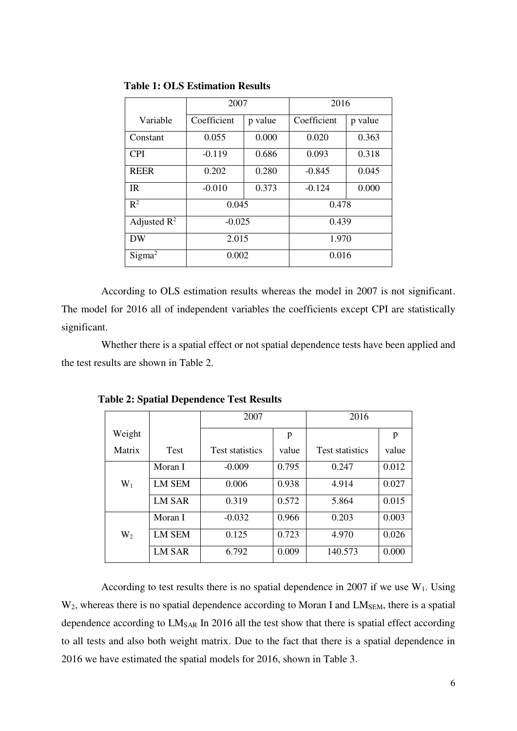**Table 1: OLS Estimation Results**

| | 2007 | | 2016 | |
|---|---|---|---|---|
| Variable | Coefficient | p value | Coefficient | p value |
| Constant | 0.055 | 0.000 | 0.020 | 0.363 |
| CPI | -0.119 | 0.686 | 0.093 | 0.318 |
| REER | 0.202 | 0.280 | -0.845 | 0.045 |
| IR | -0.010 | 0.373 | -0.124 | 0.000 |
| $R^2$ | 0.045 | | 0.478 | |
| Adjusted $R^2$ | -0.025 | | 0.439 | |
| DW | 2.015 | | 1.970 | |
| $\text{Sigma}^2$ | 0.002 | | 0.016 | |

According to OLS estimation results whereas the model in 2007 is not significant. The model for 2016 all of independent variables the coefficients except CPI are statistically significant.

Whether there is a spatial effect or not spatial dependence tests have been applied and the test results are shown in Table 2.

**Table 2: Spatial Dependence Test Results**

| | | 2007 | | 2016 | |
|---|---|---|---|---|---|
| Weight Matrix | Test | Test statistics | p value | Test statistics | p value |
| $W_1$ | Moran I | -0.009 | 0.795 | 0.247 | 0.012 |
| | LM SEM | 0.006 | 0.938 | 4.914 | 0.027 |
| | LM SAR | 0.319 | 0.572 | 5.864 | 0.015 |
| $W_2$ | Moran I | -0.032 | 0.966 | 0.203 | 0.003 |
| | LM SEM | 0.125 | 0.723 | 4.970 | 0.026 |
| | LM SAR | 6.792 | 0.009 | 140.573 | 0.000 |

According to test results there is no spatial dependence in 2007 if we use $W_1$. Using $W_2$, whereas there is no spatial dependence according to Moran I and $LM_{SEM}$, there is a spatial dependence according to $LM_{SAR}$ In 2016 all the test show that there is spatial effect according to all tests and also both weight matrix. Due to the fact that there is a spatial dependence in 2016 we have estimated the spatial models for 2016, shown in Table 3.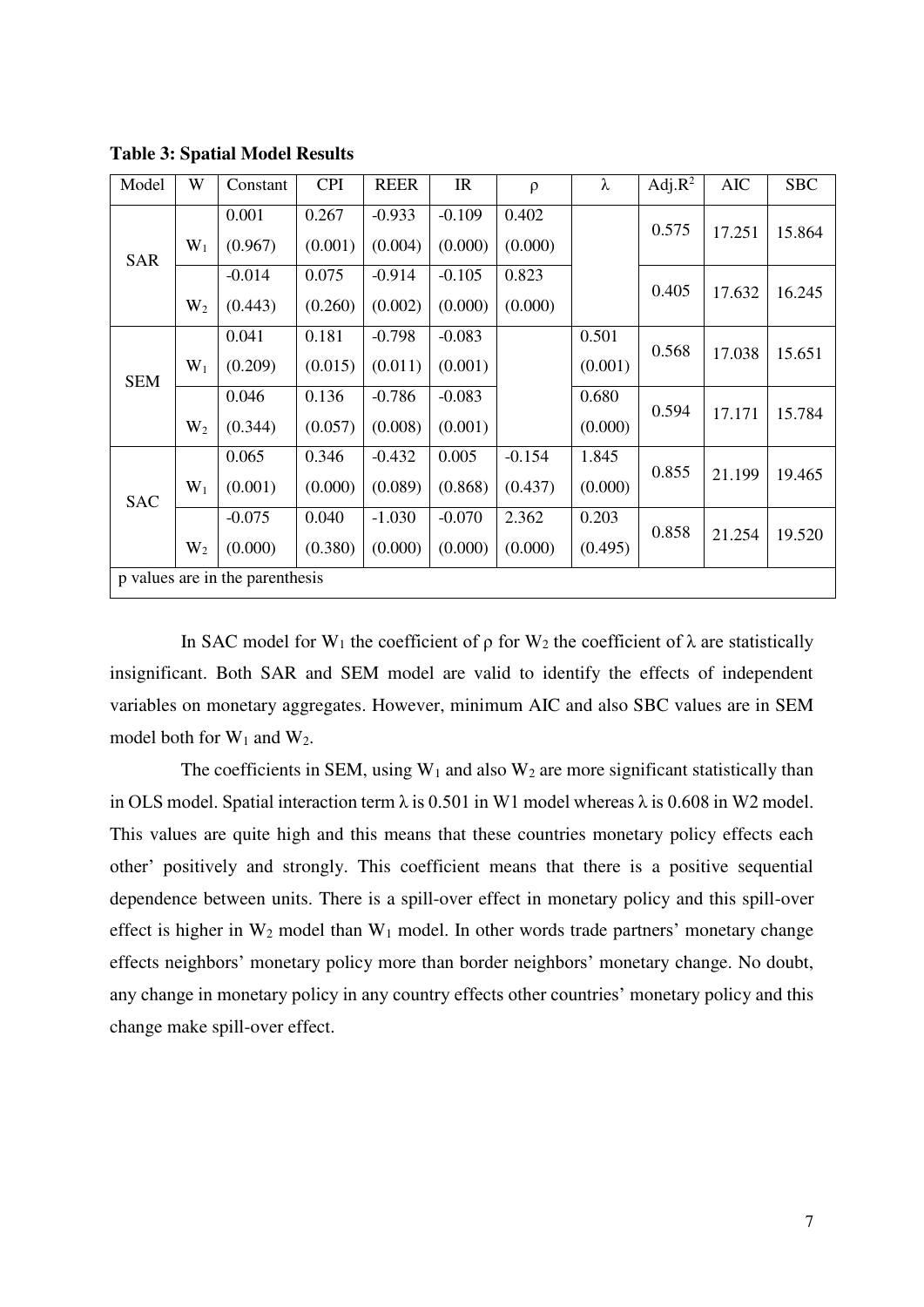**Table 3: Spatial Model Results**

| Model | W | Constant | CPI | REER | IR | ρ | λ | Adj.$R^2$ | AIC | SBC |
|---|---|---|---|---|---|---|---|---|---|---|
| SAR | $W_1$ | 0.001 (0.967) | 0.267 (0.001) | -0.933 (0.004) | -0.109 (0.000) | 0.402 (0.000) | | 0.575 | 17.251 | 15.864 |
| | $W_2$ | -0.014 (0.443) | 0.075 (0.260) | -0.914 (0.002) | -0.105 (0.000) | 0.823 (0.000) | | 0.405 | 17.632 | 16.245 |
| SEM | $W_1$ | 0.041 (0.209) | 0.181 (0.015) | -0.798 (0.011) | -0.083 (0.001) | | 0.501 (0.001) | 0.568 | 17.038 | 15.651 |
| | $W_2$ | 0.046 (0.344) | 0.136 (0.057) | -0.786 (0.008) | -0.083 (0.001) | | 0.680 (0.000) | 0.594 | 17.171 | 15.784 |
| SAC | $W_1$ | 0.065 (0.001) | 0.346 (0.000) | -0.432 (0.089) | 0.005 (0.868) | -0.154 (0.437) | 1.845 (0.000) | 0.855 | 21.199 | 19.465 |
| | $W_2$ | -0.075 (0.000) | 0.040 (0.380) | -1.030 (0.000) | -0.070 (0.000) | 2.362 (0.000) | 0.203 (0.495) | 0.858 | 21.254 | 19.520 |

p values are in the parenthesis

In SAC model for $W_1$ the coefficient of ρ for $W_2$ the coefficient of λ are statistically insignificant. Both SAR and SEM model are valid to identify the effects of independent variables on monetary aggregates. However, minimum AIC and also SBC values are in SEM model both for $W_1$ and $W_2$.

The coefficients in SEM, using $W_1$ and also $W_2$ are more significant statistically than in OLS model. Spatial interaction term λ is 0.501 in W1 model whereas λ is 0.608 in W2 model. This values are quite high and this means that these countries monetary policy effects each other' positively and strongly. This coefficient means that there is a positive sequential dependence between units. There is a spill-over effect in monetary policy and this spill-over effect is higher in $W_2$ model than $W_1$ model. In other words trade partners' monetary change effects neighbors' monetary policy more than border neighbors' monetary change. No doubt, any change in monetary policy in any country effects other countries' monetary policy and this change make spill-over effect.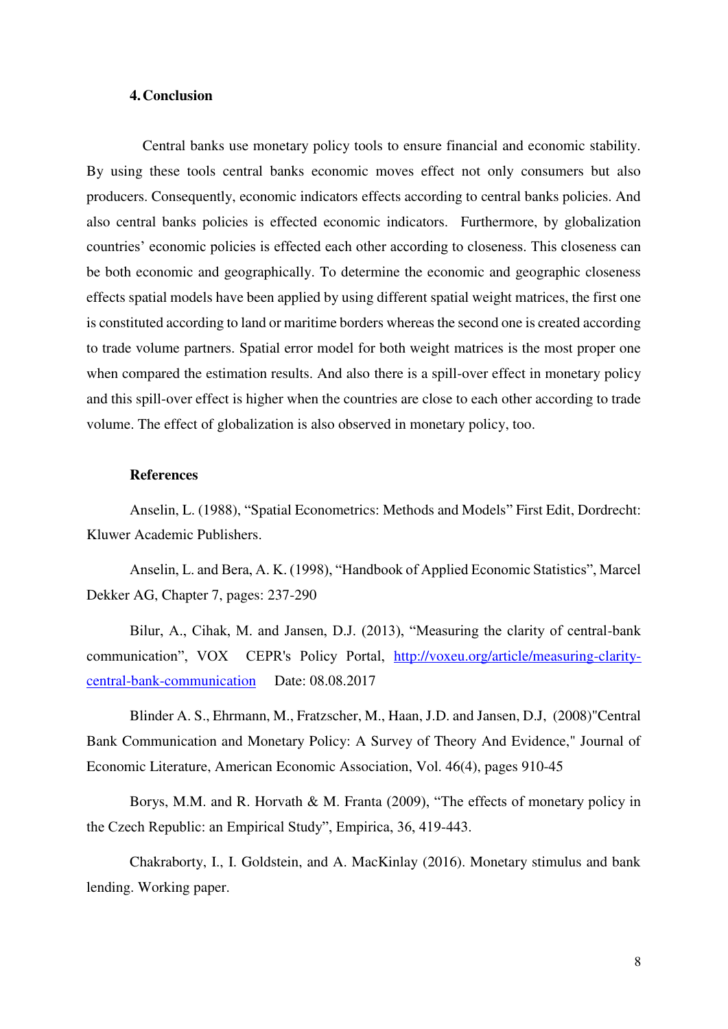## 4. Conclusion

Central banks use monetary policy tools to ensure financial and economic stability. By using these tools central banks economic moves effect not only consumers but also producers. Consequently, economic indicators effects according to central banks policies. And also central banks policies is effected economic indicators. Furthermore, by globalization countries' economic policies is effected each other according to closeness. This closeness can be both economic and geographically. To determine the economic and geographic closeness effects spatial models have been applied by using different spatial weight matrices, the first one is constituted according to land or maritime borders whereas the second one is created according to trade volume partners. Spatial error model for both weight matrices is the most proper one when compared the estimation results. And also there is a spill-over effect in monetary policy and this spill-over effect is higher when the countries are close to each other according to trade volume. The effect of globalization is also observed in monetary policy, too.

## References

Anselin, L. (1988), "Spatial Econometrics: Methods and Models" First Edit, Dordrecht: Kluwer Academic Publishers.

Anselin, L. and Bera, A. K. (1998), "Handbook of Applied Economic Statistics", Marcel Dekker AG, Chapter 7, pages: 237-290

Bilur, A., Cihak, M. and Jansen, D.J. (2013), "Measuring the clarity of central-bank communication", VOX CEPR's Policy Portal, [http://voxeu.org/article/measuring-clarity-central-bank-communication](http://voxeu.org/article/measuring-clarity-central-bank-communication) Date: 08.08.2017

Blinder A. S., Ehrmann, M., Fratzscher, M., Haan, J.D. and Jansen, D.J, (2008)"Central Bank Communication and Monetary Policy: A Survey of Theory And Evidence," Journal of Economic Literature, American Economic Association, Vol. 46(4), pages 910-45

Borys, M.M. and R. Horvath & M. Franta (2009), "The effects of monetary policy in the Czech Republic: an Empirical Study", Empirica, 36, 419-443.

Chakraborty, I., I. Goldstein, and A. MacKinlay (2016). Monetary stimulus and bank lending. Working paper.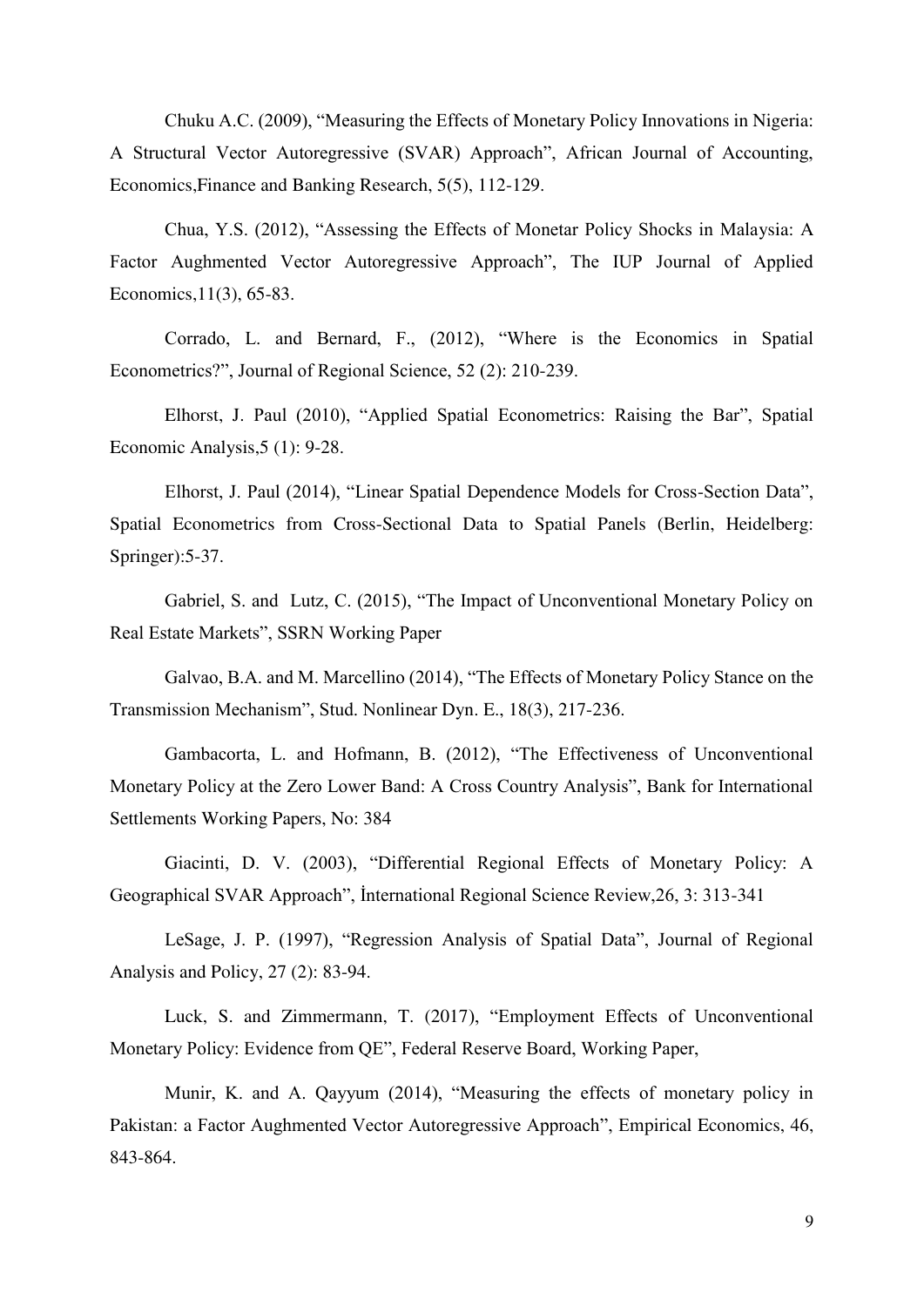Chuku A.C. (2009), "Measuring the Effects of Monetary Policy Innovations in Nigeria: A Structural Vector Autoregressive (SVAR) Approach", African Journal of Accounting, Economics,Finance and Banking Research, 5(5), 112-129.

Chua, Y.S. (2012), "Assessing the Effects of Monetar Policy Shocks in Malaysia: A Factor Aughmented Vector Autoregressive Approach", The IUP Journal of Applied Economics,11(3), 65-83.

Corrado, L. and Bernard, F., (2012), "Where is the Economics in Spatial Econometrics?", Journal of Regional Science, 52 (2): 210-239.

Elhorst, J. Paul (2010), "Applied Spatial Econometrics: Raising the Bar", Spatial Economic Analysis,5 (1): 9-28.

Elhorst, J. Paul (2014), "Linear Spatial Dependence Models for Cross-Section Data", Spatial Econometrics from Cross-Sectional Data to Spatial Panels (Berlin, Heidelberg: Springer):5-37.

Gabriel, S. and Lutz, C. (2015), "The Impact of Unconventional Monetary Policy on Real Estate Markets", SSRN Working Paper

Galvao, B.A. and M. Marcellino (2014), "The Effects of Monetary Policy Stance on the Transmission Mechanism", Stud. Nonlinear Dyn. E., 18(3), 217-236.

Gambacorta, L. and Hofmann, B. (2012), "The Effectiveness of Unconventional Monetary Policy at the Zero Lower Band: A Cross Country Analysis", Bank for International Settlements Working Papers, No: 384

Giacinti, D. V. (2003), "Differential Regional Effects of Monetary Policy: A Geographical SVAR Approach", İnternational Regional Science Review,26, 3: 313-341

LeSage, J. P. (1997), "Regression Analysis of Spatial Data", Journal of Regional Analysis and Policy, 27 (2): 83-94.

Luck, S. and Zimmermann, T. (2017), "Employment Effects of Unconventional Monetary Policy: Evidence from QE", Federal Reserve Board, Working Paper,

Munir, K. and A. Qayyum (2014), "Measuring the effects of monetary policy in Pakistan: a Factor Aughmented Vector Autoregressive Approach", Empirical Economics, 46, 843-864.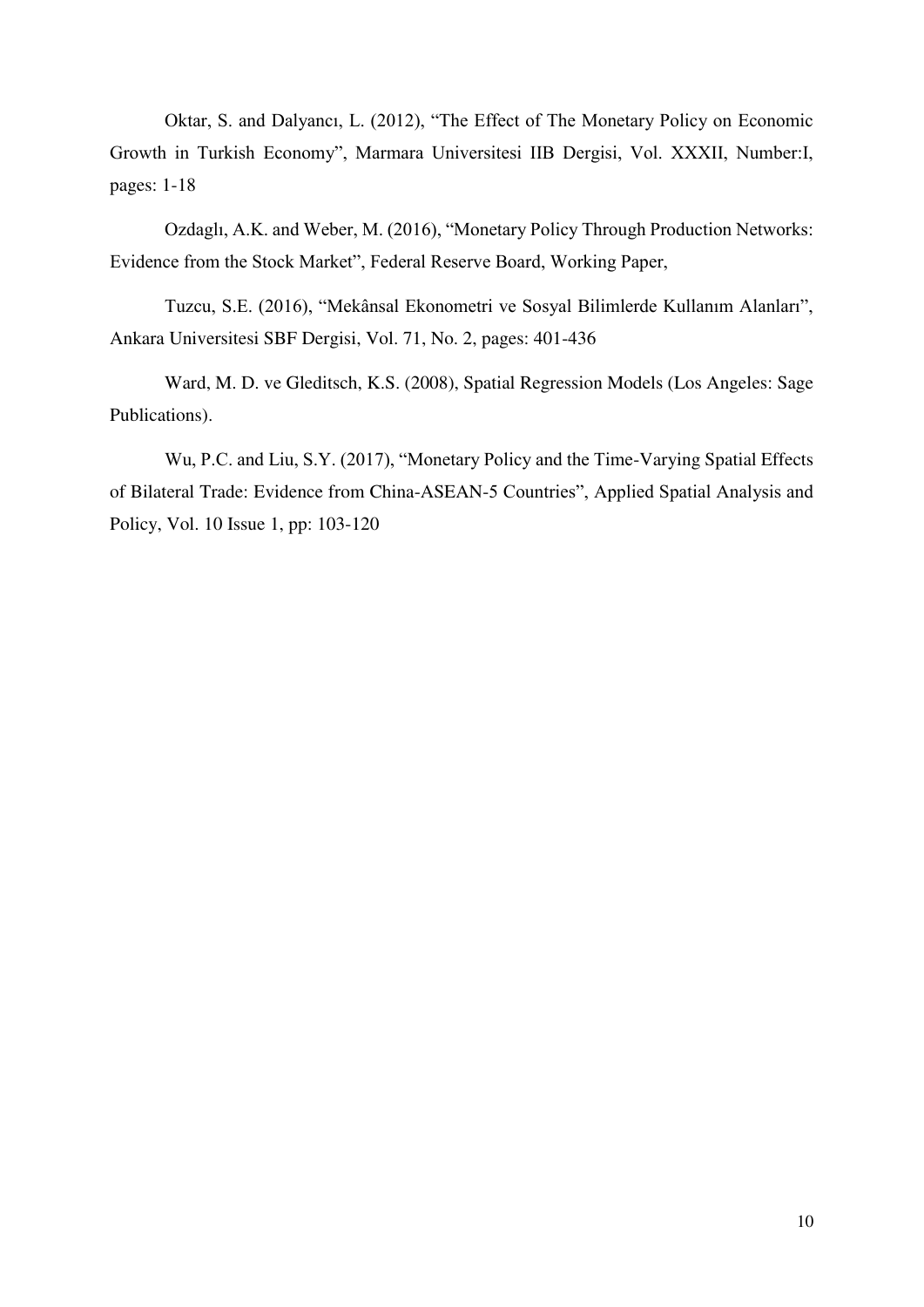Oktar, S. and Dalyancı, L. (2012), "The Effect of The Monetary Policy on Economic Growth in Turkish Economy", Marmara Universitesi IIB Dergisi, Vol. XXXII, Number:I, pages: 1-18

Ozdaglı, A.K. and Weber, M. (2016), "Monetary Policy Through Production Networks: Evidence from the Stock Market", Federal Reserve Board, Working Paper,

Tuzcu, S.E. (2016), "Mekânsal Ekonometri ve Sosyal Bilimlerde Kullanım Alanları", Ankara Universitesi SBF Dergisi, Vol. 71, No. 2, pages: 401-436

Ward, M. D. ve Gleditsch, K.S. (2008), Spatial Regression Models (Los Angeles: Sage Publications).

Wu, P.C. and Liu, S.Y. (2017), "Monetary Policy and the Time-Varying Spatial Effects of Bilateral Trade: Evidence from China-ASEAN-5 Countries", Applied Spatial Analysis and Policy, Vol. 10 Issue 1, pp: 103-120